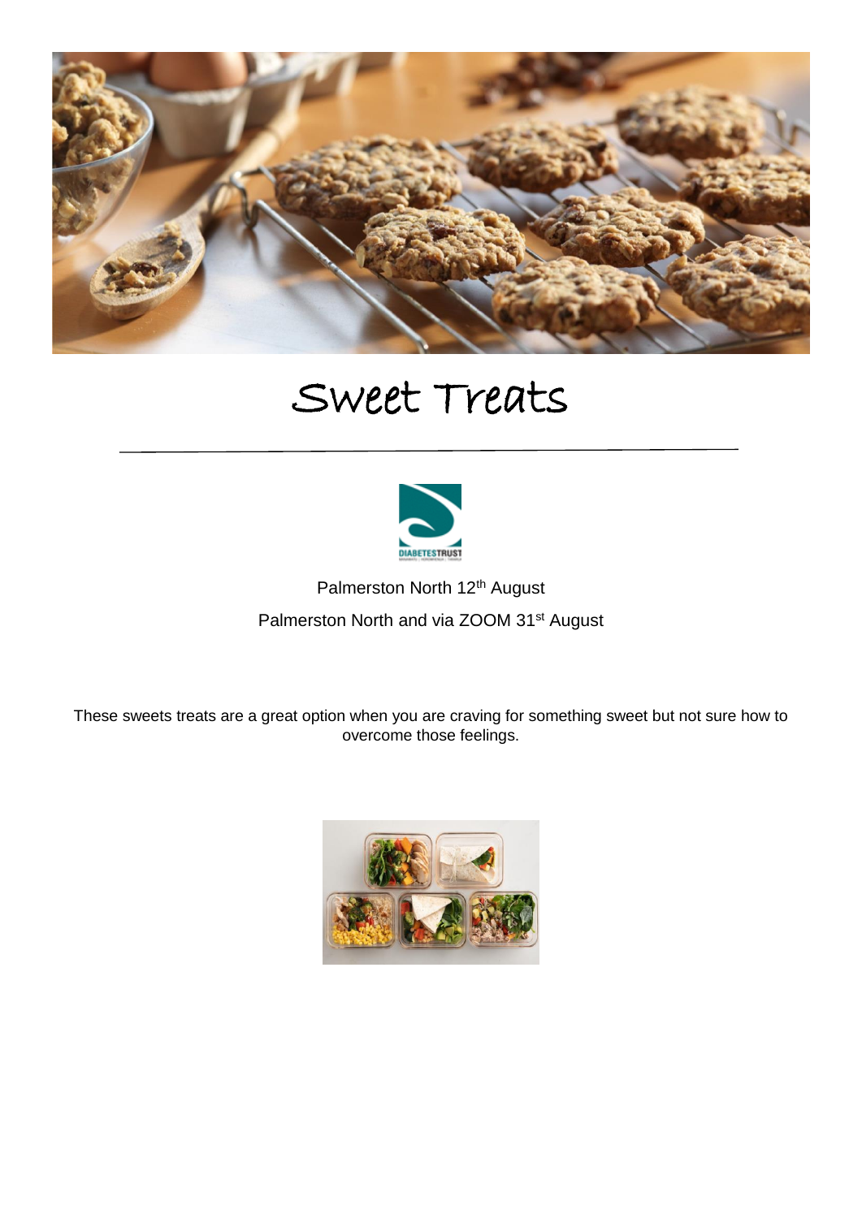# Sweet Treats

Palmerston North 12th August

Palmerston North and via ZOOM 31st August

These sweets treats are a great option when you are craving for something sweet but not sure how to overcome those feelings.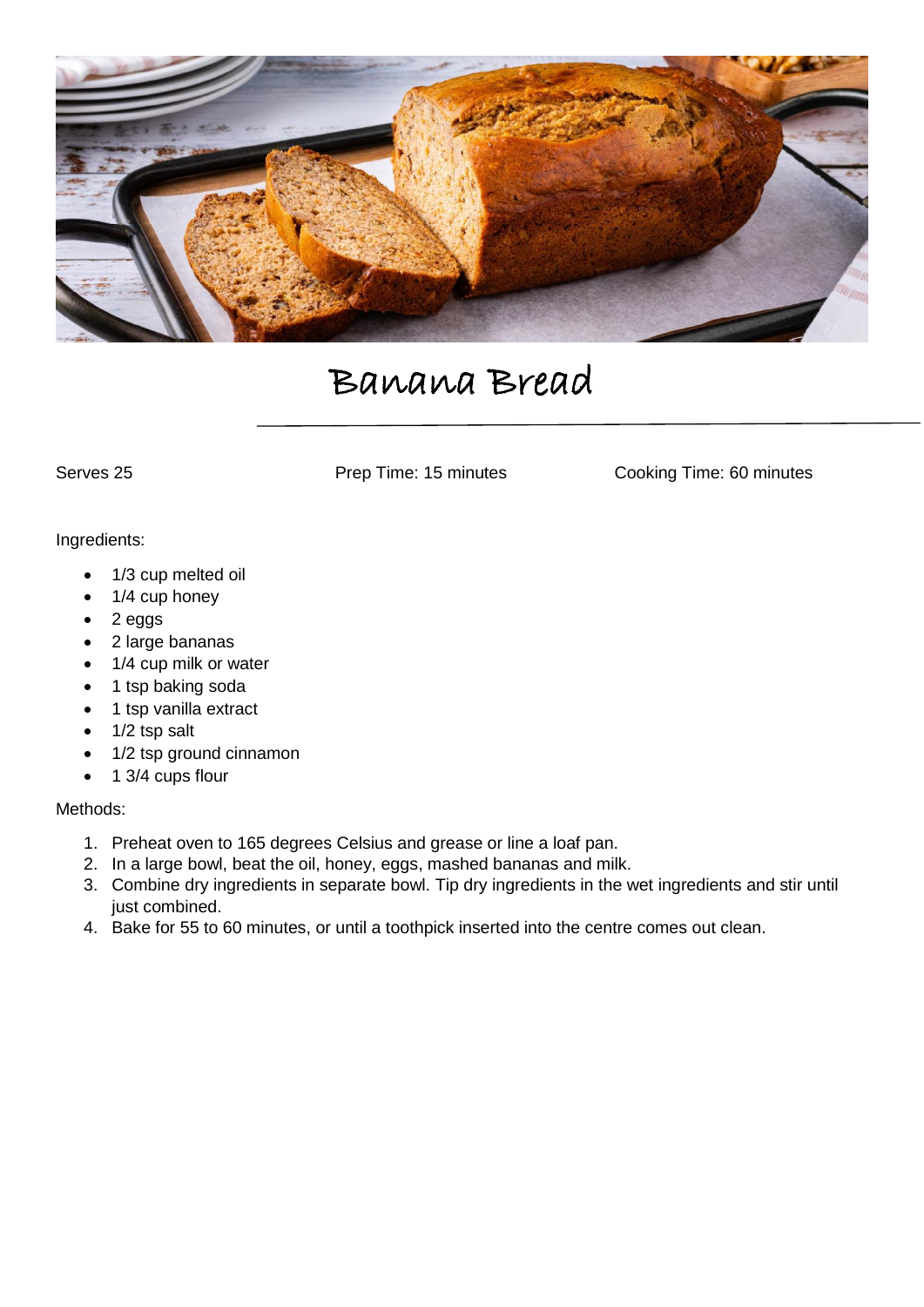# Banana Bread

Serves 25 | Prep Time: 15 minutes | Cooking Time: 60 minutes

Ingredients:

- 1/3 cup melted oil
- 1/4 cup honey
- 2 eggs
- 2 large bananas
- 1/4 cup milk or water
- 1 tsp baking soda
- 1 tsp vanilla extract
- 1/2 tsp salt
- 1/2 tsp ground cinnamon
- 1 3/4 cups flour

Methods:

1. Preheat oven to 165 degrees Celsius and grease or line a loaf pan.
2. In a large bowl, beat the oil, honey, eggs, mashed bananas and milk.
3. Combine dry ingredients in separate bowl. Tip dry ingredients in the wet ingredients and stir until just combined.
4. Bake for 55 to 60 minutes, or until a toothpick inserted into the centre comes out clean.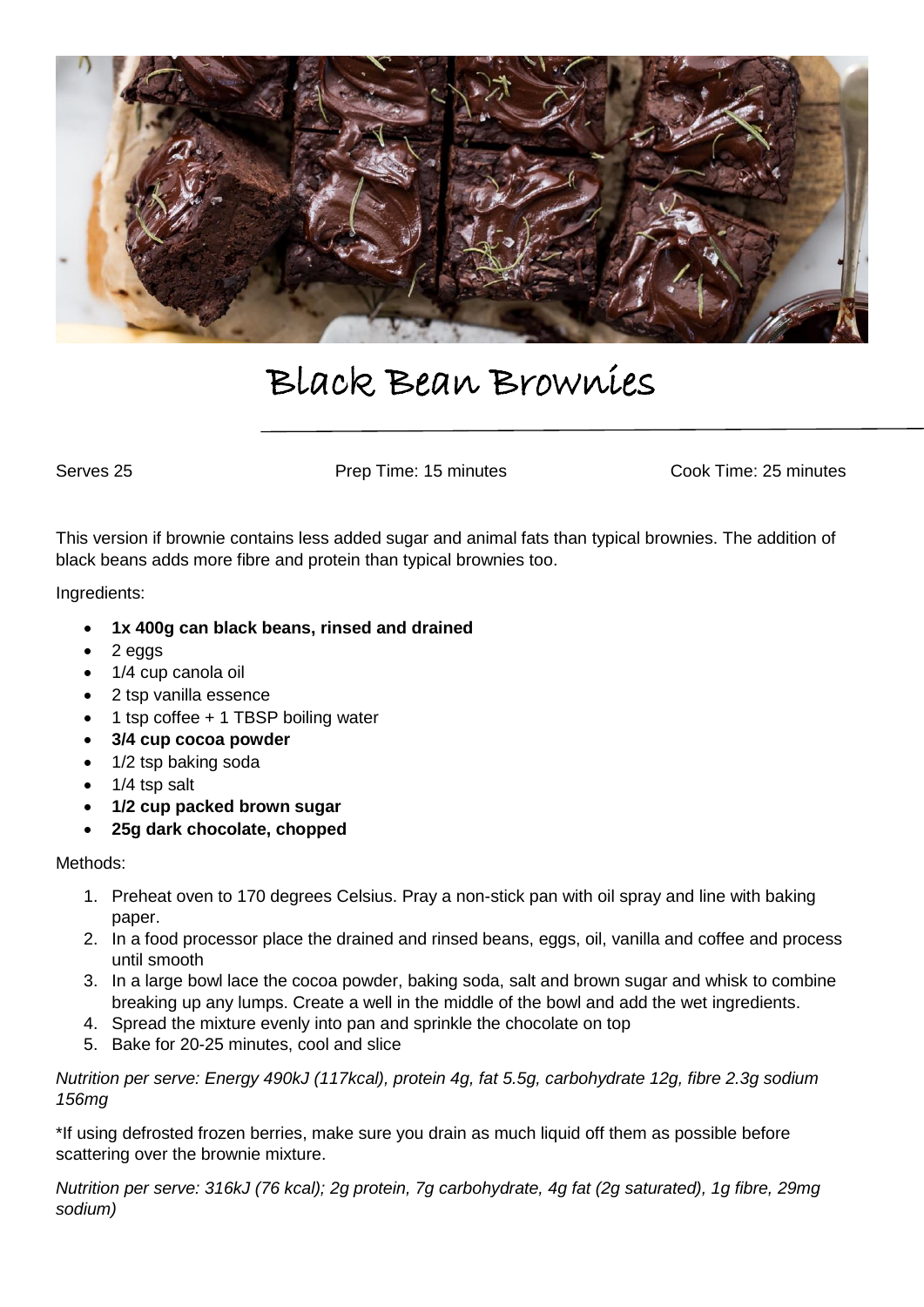# Black Bean Brownies

Serves 25 | Prep Time: 15 minutes | Cook Time: 25 minutes

This version if brownie contains less added sugar and animal fats than typical brownies. The addition of black beans adds more fibre and protein than typical brownies too.

Ingredients:

- **1x 400g can black beans, rinsed and drained**
- 2 eggs
- 1/4 cup canola oil
- 2 tsp vanilla essence
- 1 tsp coffee + 1 TBSP boiling water
- **3/4 cup cocoa powder**
- 1/2 tsp baking soda
- 1/4 tsp salt
- **1/2 cup packed brown sugar**
- **25g dark chocolate, chopped**

Methods:

1. Preheat oven to 170 degrees Celsius. Pray a non-stick pan with oil spray and line with baking paper.
2. In a food processor place the drained and rinsed beans, eggs, oil, vanilla and coffee and process until smooth
3. In a large bowl lace the cocoa powder, baking soda, salt and brown sugar and whisk to combine breaking up any lumps. Create a well in the middle of the bowl and add the wet ingredients.
4. Spread the mixture evenly into pan and sprinkle the chocolate on top
5. Bake for 20-25 minutes, cool and slice

*Nutrition per serve: Energy 490kJ (117kcal), protein 4g, fat 5.5g, carbohydrate 12g, fibre 2.3g sodium 156mg*

*If using defrosted frozen berries, make sure you drain as much liquid off them as possible before scattering over the brownie mixture.

*Nutrition per serve: 316kJ (76 kcal); 2g protein, 7g carbohydrate, 4g fat (2g saturated), 1g fibre, 29mg sodium)*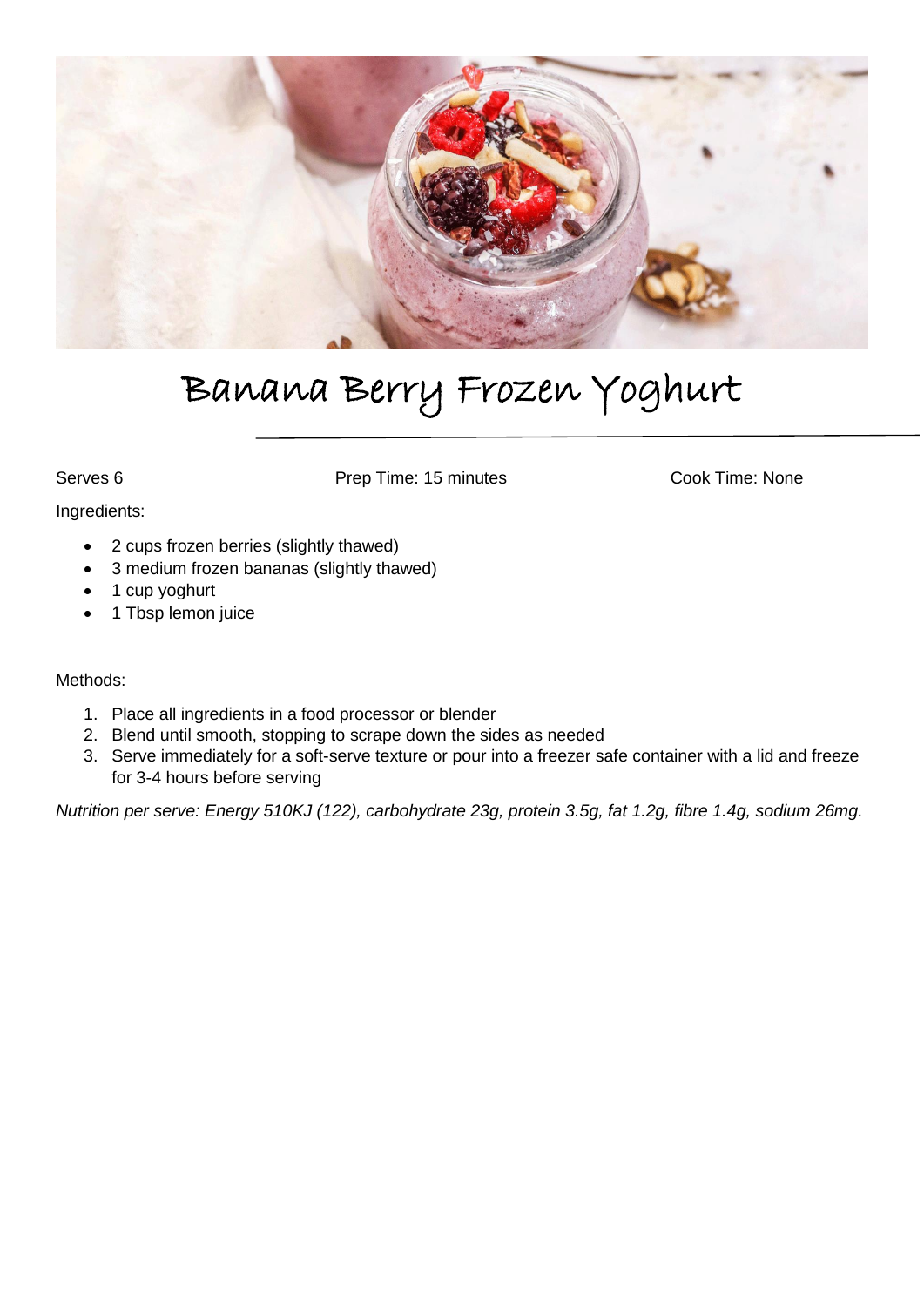# Banana Berry Frozen Yoghurt

Serves 6 Prep Time: 15 minutes Cook Time: None

Ingredients:

- 2 cups frozen berries (slightly thawed)
- 3 medium frozen bananas (slightly thawed)
- 1 cup yoghurt
- 1 Tbsp lemon juice

Methods:

1. Place all ingredients in a food processor or blender
2. Blend until smooth, stopping to scrape down the sides as needed
3. Serve immediately for a soft-serve texture or pour into a freezer safe container with a lid and freeze for 3-4 hours before serving

*Nutrition per serve: Energy 510KJ (122), carbohydrate 23g, protein 3.5g, fat 1.2g, fibre 1.4g, sodium 26mg.*